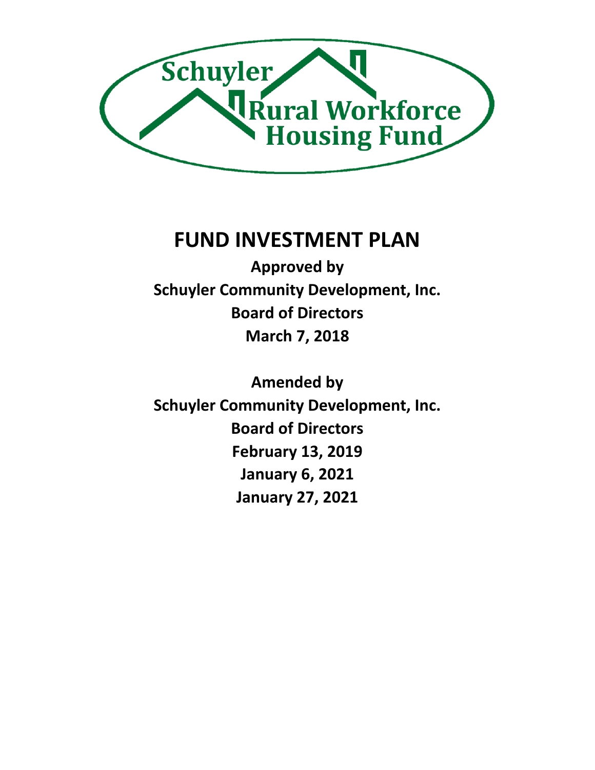Schuyler Rural Workforce Housing Fund

# FUND INVESTMENT PLAN

**Approved by**
**Schuyler Community Development, Inc.**
**Board of Directors**
**March 7, 2018**

**Amended by**
**Schuyler Community Development, Inc.**
**Board of Directors**
**February 13, 2019**
**January 6, 2021**
**January 27, 2021**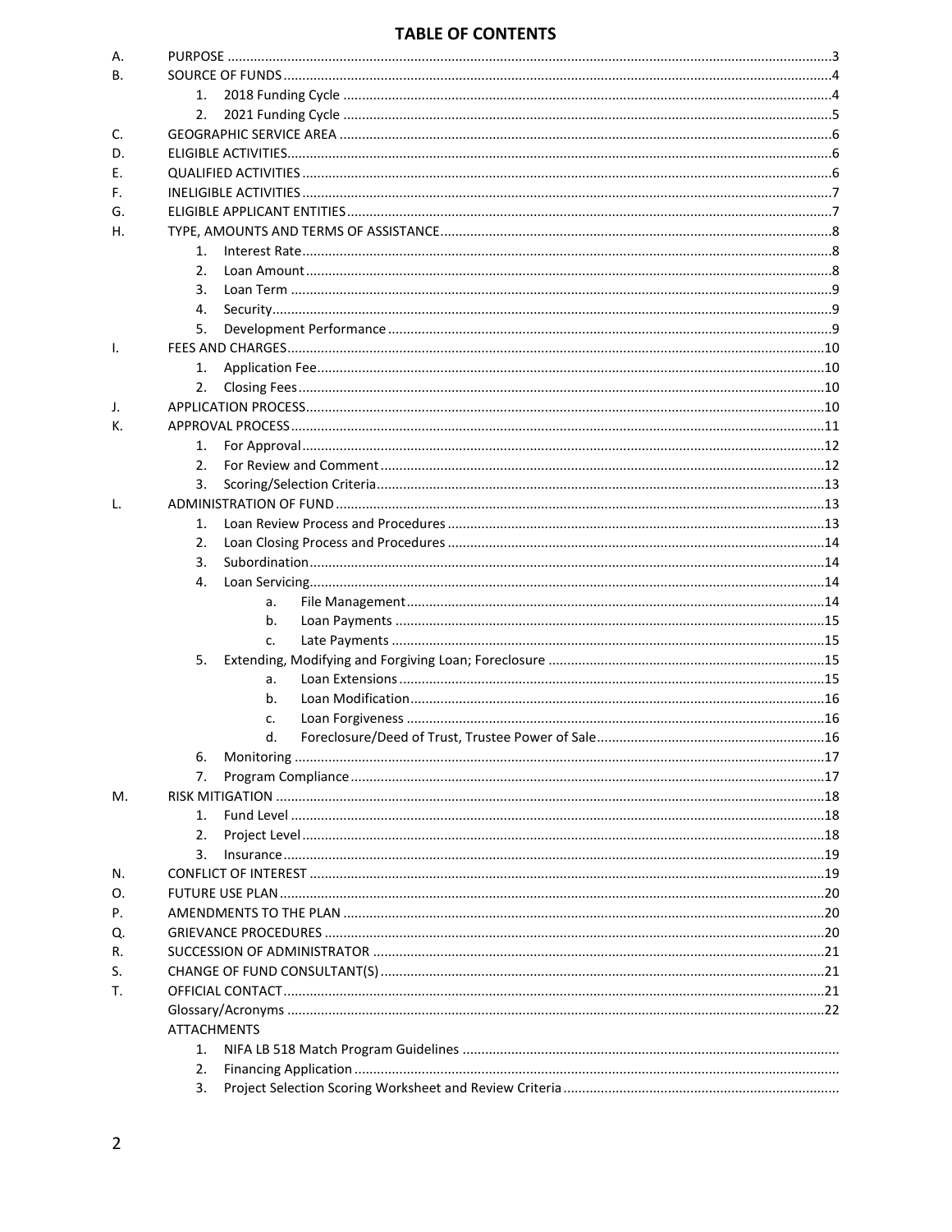# TABLE OF CONTENTS

A. PURPOSE ..... 3

B. SOURCE OF FUNDS ..... 4

- 1. 2018 Funding Cycle ..... 4
- 2. 2021 Funding Cycle ..... 5

C. GEOGRAPHIC SERVICE AREA ..... 6

D. ELIGIBLE ACTIVITIES ..... 6

E. QUALIFIED ACTIVITIES ..... 6

F. INELIGIBLE ACTIVITIES ..... 7

G. ELIGIBLE APPLICANT ENTITIES ..... 7

H. TYPE, AMOUNTS AND TERMS OF ASSISTANCE ..... 8

- 1. Interest Rate ..... 8
- 2. Loan Amount ..... 8
- 3. Loan Term ..... 9
- 4. Security ..... 9
- 5. Development Performance ..... 9

I. FEES AND CHARGES ..... 10

- 1. Application Fee ..... 10
- 2. Closing Fees ..... 10

J. APPLICATION PROCESS ..... 10

K. APPROVAL PROCESS ..... 11

- 1. For Approval ..... 12
- 2. For Review and Comment ..... 12
- 3. Scoring/Selection Criteria ..... 13

L. ADMINISTRATION OF FUND ..... 13

- 1. Loan Review Process and Procedures ..... 13
- 2. Loan Closing Process and Procedures ..... 14
- 3. Subordination ..... 14
- 4. Loan Servicing ..... 14
  - a. File Management ..... 14
  - b. Loan Payments ..... 15
  - c. Late Payments ..... 15
- 5. Extending, Modifying and Forgiving Loan; Foreclosure ..... 15
  - a. Loan Extensions ..... 15
  - b. Loan Modification ..... 16
  - c. Loan Forgiveness ..... 16
  - d. Foreclosure/Deed of Trust, Trustee Power of Sale ..... 16
- 6. Monitoring ..... 17
- 7. Program Compliance ..... 17

M. RISK MITIGATION ..... 18

- 1. Fund Level ..... 18
- 2. Project Level ..... 18
- 3. Insurance ..... 19

N. CONFLICT OF INTEREST ..... 19

O. FUTURE USE PLAN ..... 20

P. AMENDMENTS TO THE PLAN ..... 20

Q. GRIEVANCE PROCEDURES ..... 20

R. SUCCESSION OF ADMINISTRATOR ..... 21

S. CHANGE OF FUND CONSULTANT(S) ..... 21

T. OFFICIAL CONTACT ..... 21

Glossary/Acronyms ..... 22

ATTACHMENTS

- 1. NIFA LB 518 Match Program Guidelines
- 2. Financing Application
- 3. Project Selection Scoring Worksheet and Review Criteria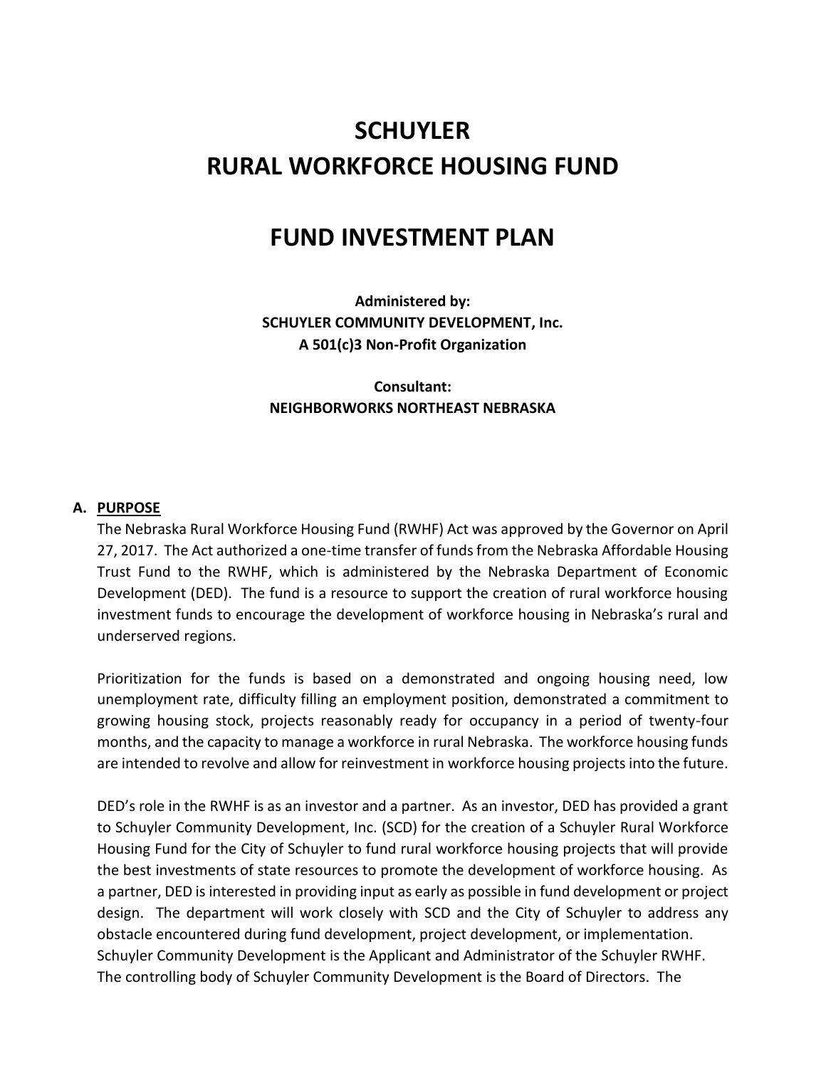# SCHUYLER
# RURAL WORKFORCE HOUSING FUND

# FUND INVESTMENT PLAN

**Administered by:**
**SCHUYLER COMMUNITY DEVELOPMENT, Inc.**
**A 501(c)3 Non-Profit Organization**

**Consultant:**
**NEIGHBORWORKS NORTHEAST NEBRASKA**

## A. PURPOSE

The Nebraska Rural Workforce Housing Fund (RWHF) Act was approved by the Governor on April 27, 2017. The Act authorized a one-time transfer of funds from the Nebraska Affordable Housing Trust Fund to the RWHF, which is administered by the Nebraska Department of Economic Development (DED). The fund is a resource to support the creation of rural workforce housing investment funds to encourage the development of workforce housing in Nebraska's rural and underserved regions.

Prioritization for the funds is based on a demonstrated and ongoing housing need, low unemployment rate, difficulty filling an employment position, demonstrated a commitment to growing housing stock, projects reasonably ready for occupancy in a period of twenty-four months, and the capacity to manage a workforce in rural Nebraska. The workforce housing funds are intended to revolve and allow for reinvestment in workforce housing projects into the future.

DED's role in the RWHF is as an investor and a partner. As an investor, DED has provided a grant to Schuyler Community Development, Inc. (SCD) for the creation of a Schuyler Rural Workforce Housing Fund for the City of Schuyler to fund rural workforce housing projects that will provide the best investments of state resources to promote the development of workforce housing. As a partner, DED is interested in providing input as early as possible in fund development or project design. The department will work closely with SCD and the City of Schuyler to address any obstacle encountered during fund development, project development, or implementation.
Schuyler Community Development is the Applicant and Administrator of the Schuyler RWHF. The controlling body of Schuyler Community Development is the Board of Directors. The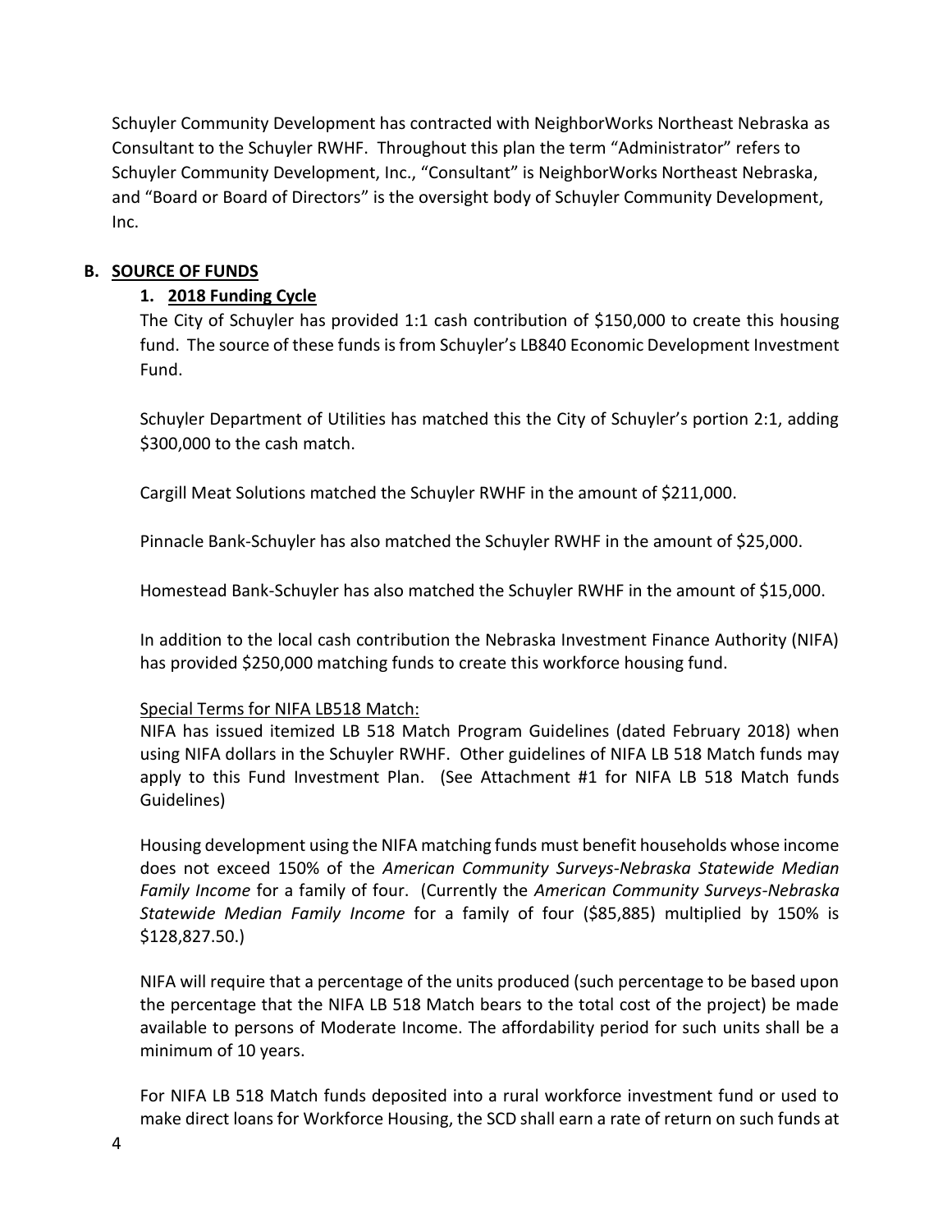Schuyler Community Development has contracted with NeighborWorks Northeast Nebraska as Consultant to the Schuyler RWHF. Throughout this plan the term "Administrator" refers to Schuyler Community Development, Inc., "Consultant" is NeighborWorks Northeast Nebraska, and "Board or Board of Directors" is the oversight body of Schuyler Community Development, Inc.

## B. SOURCE OF FUNDS

### 1. 2018 Funding Cycle

The City of Schuyler has provided 1:1 cash contribution of $150,000 to create this housing fund. The source of these funds is from Schuyler's LB840 Economic Development Investment Fund.

Schuyler Department of Utilities has matched this the City of Schuyler's portion 2:1, adding $300,000 to the cash match.

Cargill Meat Solutions matched the Schuyler RWHF in the amount of $211,000.

Pinnacle Bank-Schuyler has also matched the Schuyler RWHF in the amount of $25,000.

Homestead Bank-Schuyler has also matched the Schuyler RWHF in the amount of $15,000.

In addition to the local cash contribution the Nebraska Investment Finance Authority (NIFA) has provided $250,000 matching funds to create this workforce housing fund.

<u>Special Terms for NIFA LB518 Match:</u>

NIFA has issued itemized LB 518 Match Program Guidelines (dated February 2018) when using NIFA dollars in the Schuyler RWHF. Other guidelines of NIFA LB 518 Match funds may apply to this Fund Investment Plan. (See Attachment #1 for NIFA LB 518 Match funds Guidelines)

Housing development using the NIFA matching funds must benefit households whose income does not exceed 150% of the *American Community Surveys-Nebraska Statewide Median Family Income* for a family of four. (Currently the *American Community Surveys-Nebraska Statewide Median Family Income* for a family of four ($85,885) multiplied by 150% is $128,827.50.)

NIFA will require that a percentage of the units produced (such percentage to be based upon the percentage that the NIFA LB 518 Match bears to the total cost of the project) be made available to persons of Moderate Income. The affordability period for such units shall be a minimum of 10 years.

For NIFA LB 518 Match funds deposited into a rural workforce investment fund or used to make direct loans for Workforce Housing, the SCD shall earn a rate of return on such funds at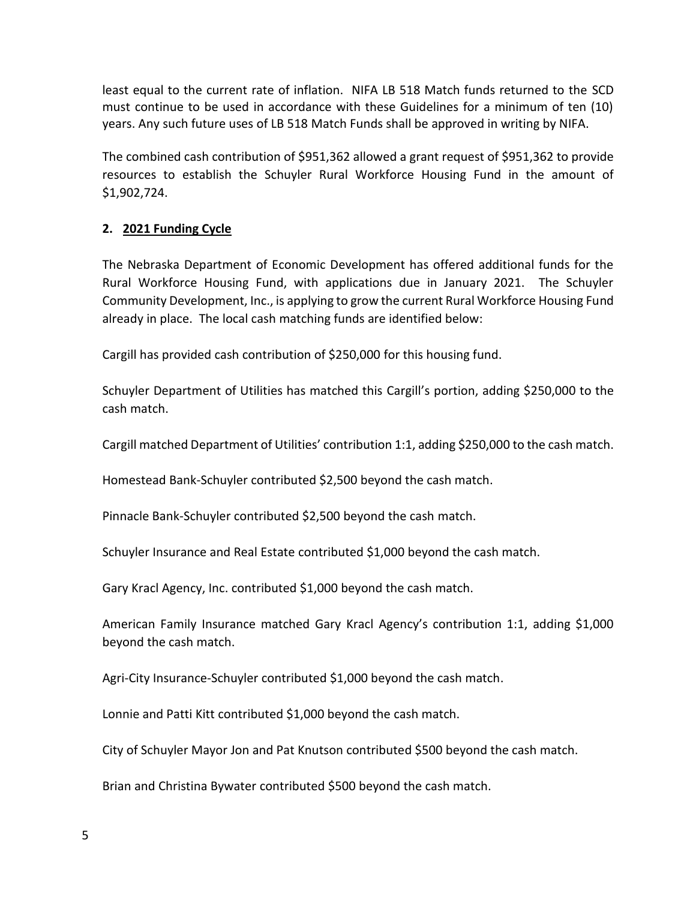least equal to the current rate of inflation. NIFA LB 518 Match funds returned to the SCD must continue to be used in accordance with these Guidelines for a minimum of ten (10) years. Any such future uses of LB 518 Match Funds shall be approved in writing by NIFA.

The combined cash contribution of $951,362 allowed a grant request of $951,362 to provide resources to establish the Schuyler Rural Workforce Housing Fund in the amount of $1,902,724.

## 2. 2021 Funding Cycle

The Nebraska Department of Economic Development has offered additional funds for the Rural Workforce Housing Fund, with applications due in January 2021. The Schuyler Community Development, Inc., is applying to grow the current Rural Workforce Housing Fund already in place. The local cash matching funds are identified below:

Cargill has provided cash contribution of $250,000 for this housing fund.

Schuyler Department of Utilities has matched this Cargill's portion, adding $250,000 to the cash match.

Cargill matched Department of Utilities' contribution 1:1, adding $250,000 to the cash match.

Homestead Bank-Schuyler contributed $2,500 beyond the cash match.

Pinnacle Bank-Schuyler contributed $2,500 beyond the cash match.

Schuyler Insurance and Real Estate contributed $1,000 beyond the cash match.

Gary Kracl Agency, Inc. contributed $1,000 beyond the cash match.

American Family Insurance matched Gary Kracl Agency's contribution 1:1, adding $1,000 beyond the cash match.

Agri-City Insurance-Schuyler contributed $1,000 beyond the cash match.

Lonnie and Patti Kitt contributed $1,000 beyond the cash match.

City of Schuyler Mayor Jon and Pat Knutson contributed $500 beyond the cash match.

Brian and Christina Bywater contributed $500 beyond the cash match.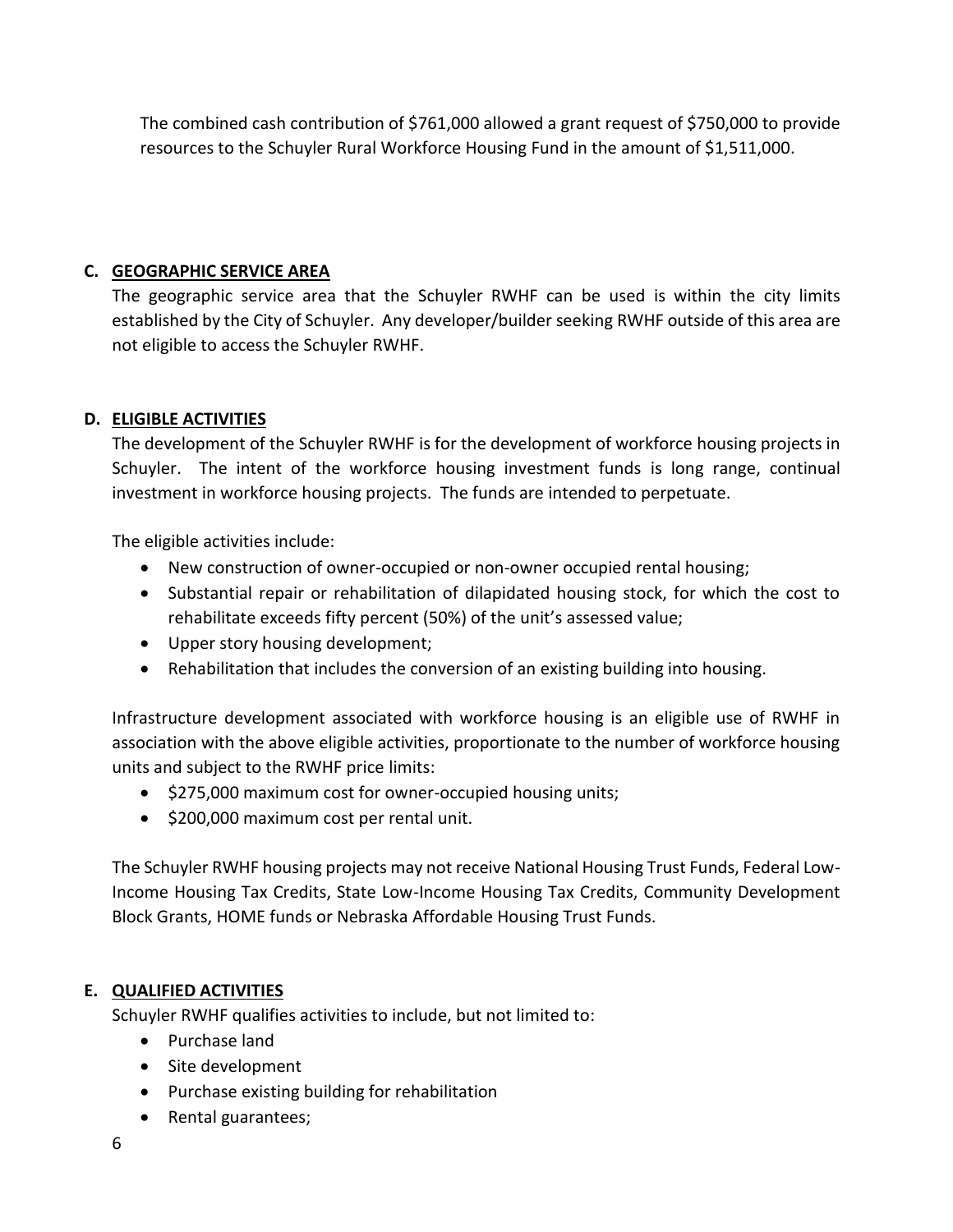The combined cash contribution of $761,000 allowed a grant request of $750,000 to provide resources to the Schuyler Rural Workforce Housing Fund in the amount of $1,511,000.

### C. GEOGRAPHIC SERVICE AREA

The geographic service area that the Schuyler RWHF can be used is within the city limits established by the City of Schuyler. Any developer/builder seeking RWHF outside of this area are not eligible to access the Schuyler RWHF.

### D. ELIGIBLE ACTIVITIES

The development of the Schuyler RWHF is for the development of workforce housing projects in Schuyler. The intent of the workforce housing investment funds is long range, continual investment in workforce housing projects. The funds are intended to perpetuate.

The eligible activities include:

- New construction of owner-occupied or non-owner occupied rental housing;
- Substantial repair or rehabilitation of dilapidated housing stock, for which the cost to rehabilitate exceeds fifty percent (50%) of the unit's assessed value;
- Upper story housing development;
- Rehabilitation that includes the conversion of an existing building into housing.

Infrastructure development associated with workforce housing is an eligible use of RWHF in association with the above eligible activities, proportionate to the number of workforce housing units and subject to the RWHF price limits:

- $275,000 maximum cost for owner-occupied housing units;
- $200,000 maximum cost per rental unit.

The Schuyler RWHF housing projects may not receive National Housing Trust Funds, Federal Low-Income Housing Tax Credits, State Low-Income Housing Tax Credits, Community Development Block Grants, HOME funds or Nebraska Affordable Housing Trust Funds.

### E. QUALIFIED ACTIVITIES

Schuyler RWHF qualifies activities to include, but not limited to:

- Purchase land
- Site development
- Purchase existing building for rehabilitation
- Rental guarantees;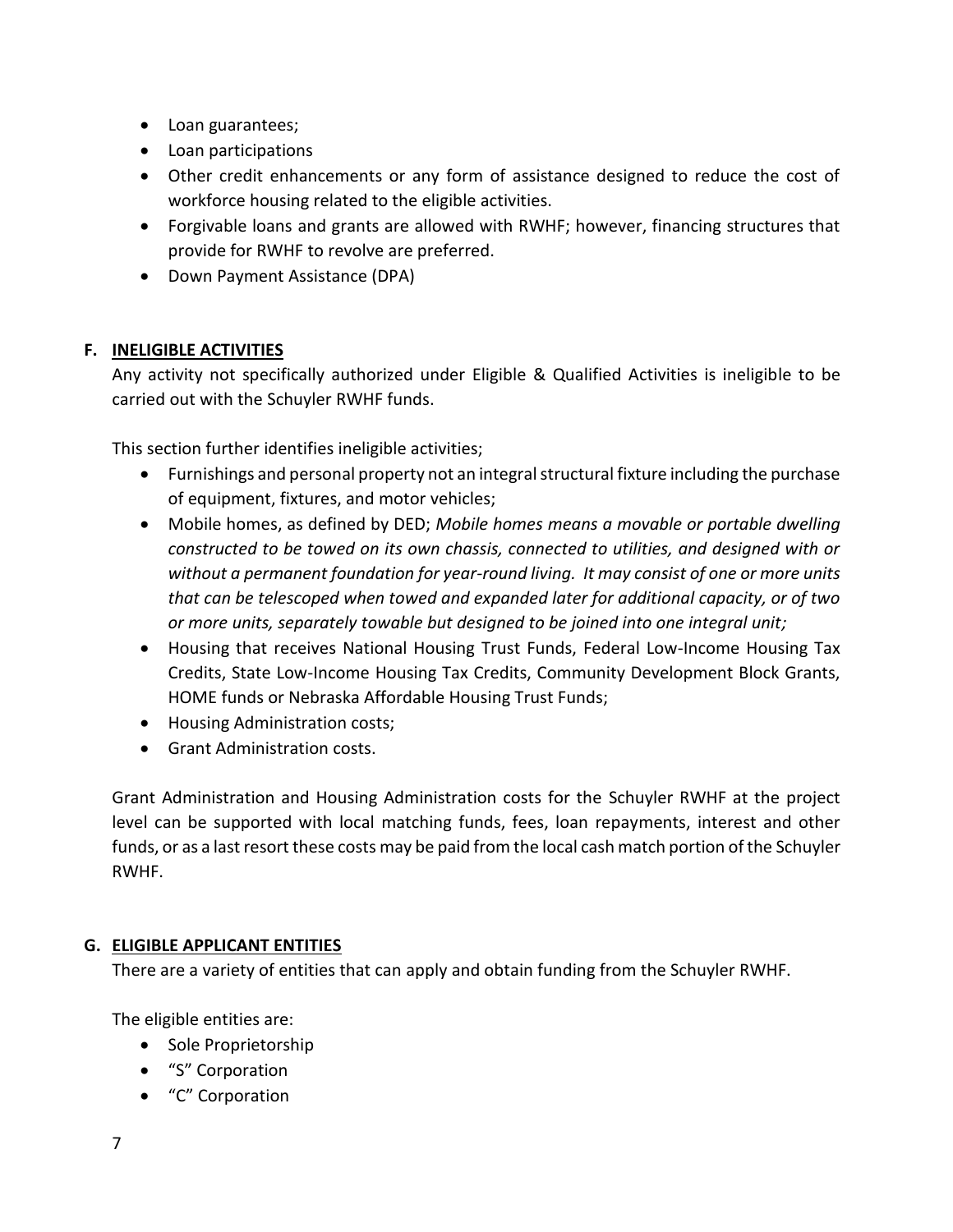- Loan guarantees;
- Loan participations
- Other credit enhancements or any form of assistance designed to reduce the cost of workforce housing related to the eligible activities.
- Forgivable loans and grants are allowed with RWHF; however, financing structures that provide for RWHF to revolve are preferred.
- Down Payment Assistance (DPA)

## F. INELIGIBLE ACTIVITIES

Any activity not specifically authorized under Eligible & Qualified Activities is ineligible to be carried out with the Schuyler RWHF funds.

This section further identifies ineligible activities;

- Furnishings and personal property not an integral structural fixture including the purchase of equipment, fixtures, and motor vehicles;
- Mobile homes, as defined by DED; *Mobile homes means a movable or portable dwelling constructed to be towed on its own chassis, connected to utilities, and designed with or without a permanent foundation for year-round living. It may consist of one or more units that can be telescoped when towed and expanded later for additional capacity, or of two or more units, separately towable but designed to be joined into one integral unit;*
- Housing that receives National Housing Trust Funds, Federal Low-Income Housing Tax Credits, State Low-Income Housing Tax Credits, Community Development Block Grants, HOME funds or Nebraska Affordable Housing Trust Funds;
- Housing Administration costs;
- Grant Administration costs.

Grant Administration and Housing Administration costs for the Schuyler RWHF at the project level can be supported with local matching funds, fees, loan repayments, interest and other funds, or as a last resort these costs may be paid from the local cash match portion of the Schuyler RWHF.

## G. ELIGIBLE APPLICANT ENTITIES

There are a variety of entities that can apply and obtain funding from the Schuyler RWHF.

The eligible entities are:

- Sole Proprietorship
- "S" Corporation
- "C" Corporation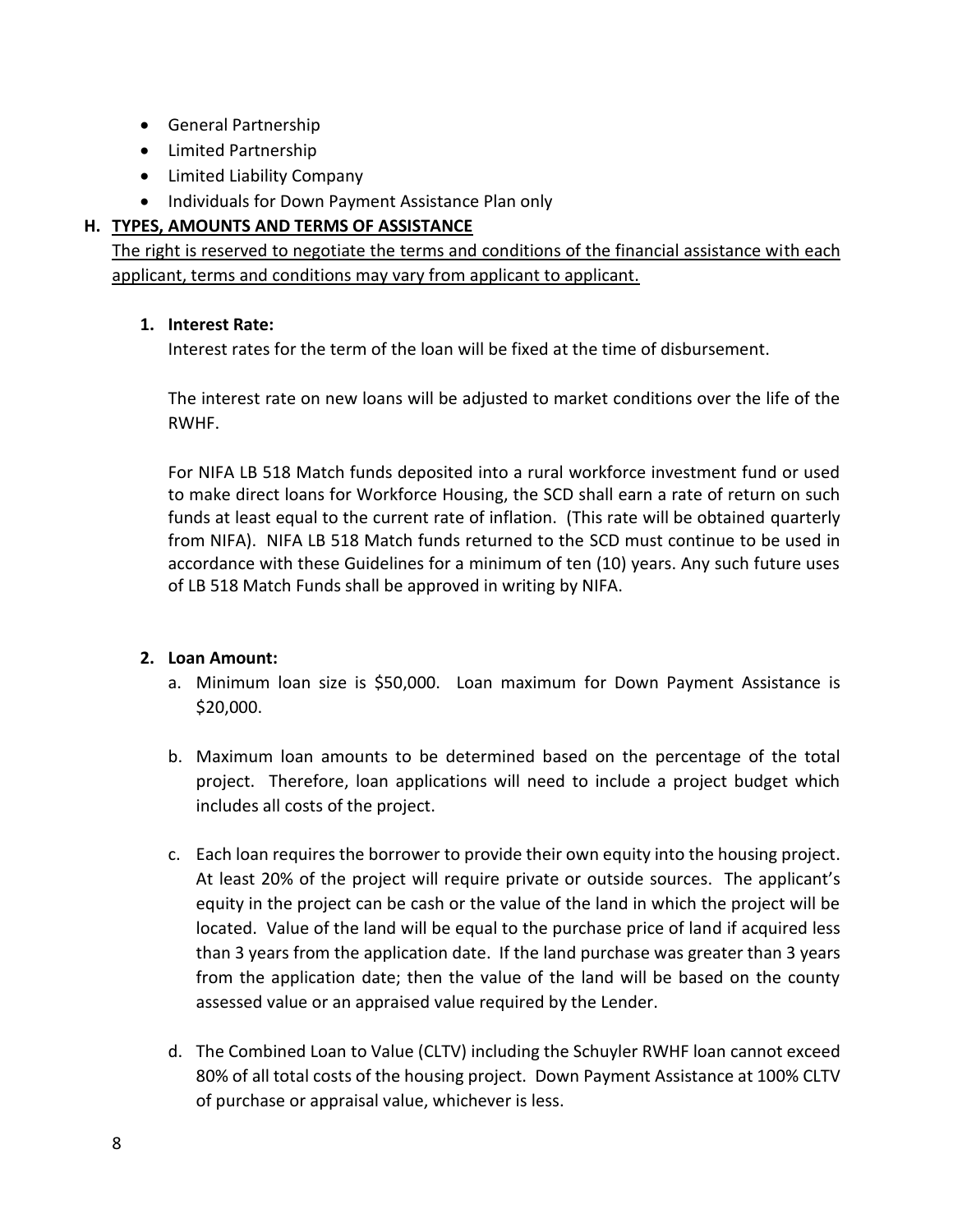- General Partnership
- Limited Partnership
- Limited Liability Company
- Individuals for Down Payment Assistance Plan only

## H. TYPES, AMOUNTS AND TERMS OF ASSISTANCE

The right is reserved to negotiate the terms and conditions of the financial assistance with each applicant, terms and conditions may vary from applicant to applicant.

### 1. Interest Rate:

Interest rates for the term of the loan will be fixed at the time of disbursement.

The interest rate on new loans will be adjusted to market conditions over the life of the RWHF.

For NIFA LB 518 Match funds deposited into a rural workforce investment fund or used to make direct loans for Workforce Housing, the SCD shall earn a rate of return on such funds at least equal to the current rate of inflation. (This rate will be obtained quarterly from NIFA). NIFA LB 518 Match funds returned to the SCD must continue to be used in accordance with these Guidelines for a minimum of ten (10) years. Any such future uses of LB 518 Match Funds shall be approved in writing by NIFA.

### 2. Loan Amount:

a. Minimum loan size is $50,000. Loan maximum for Down Payment Assistance is $20,000.

b. Maximum loan amounts to be determined based on the percentage of the total project. Therefore, loan applications will need to include a project budget which includes all costs of the project.

c. Each loan requires the borrower to provide their own equity into the housing project. At least 20% of the project will require private or outside sources. The applicant's equity in the project can be cash or the value of the land in which the project will be located. Value of the land will be equal to the purchase price of land if acquired less than 3 years from the application date. If the land purchase was greater than 3 years from the application date; then the value of the land will be based on the county assessed value or an appraised value required by the Lender.

d. The Combined Loan to Value (CLTV) including the Schuyler RWHF loan cannot exceed 80% of all total costs of the housing project. Down Payment Assistance at 100% CLTV of purchase or appraisal value, whichever is less.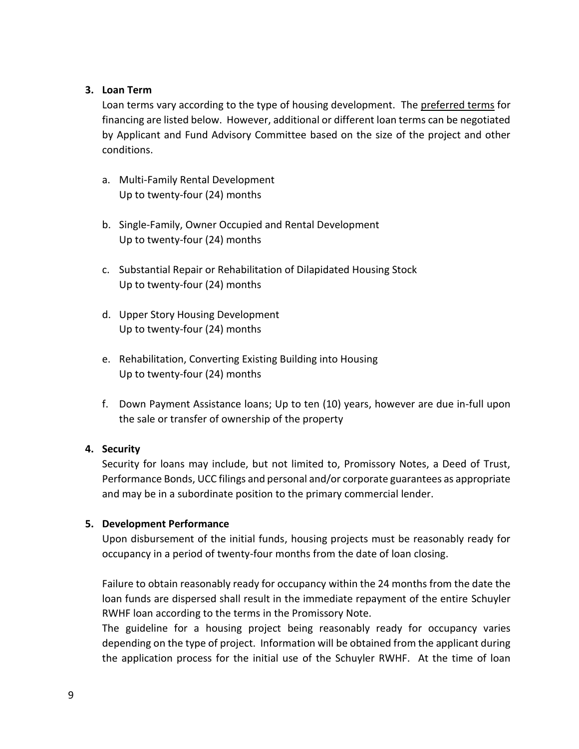**3. Loan Term**

Loan terms vary according to the type of housing development. The <u>preferred terms</u> for financing are listed below. However, additional or different loan terms can be negotiated by Applicant and Fund Advisory Committee based on the size of the project and other conditions.

a. Multi-Family Rental Development
   Up to twenty-four (24) months

b. Single-Family, Owner Occupied and Rental Development
   Up to twenty-four (24) months

c. Substantial Repair or Rehabilitation of Dilapidated Housing Stock
   Up to twenty-four (24) months

d. Upper Story Housing Development
   Up to twenty-four (24) months

e. Rehabilitation, Converting Existing Building into Housing
   Up to twenty-four (24) months

f. Down Payment Assistance loans; Up to ten (10) years, however are due in-full upon the sale or transfer of ownership of the property

**4. Security**

Security for loans may include, but not limited to, Promissory Notes, a Deed of Trust, Performance Bonds, UCC filings and personal and/or corporate guarantees as appropriate and may be in a subordinate position to the primary commercial lender.

**5. Development Performance**

Upon disbursement of the initial funds, housing projects must be reasonably ready for occupancy in a period of twenty-four months from the date of loan closing.

Failure to obtain reasonably ready for occupancy within the 24 months from the date the loan funds are dispersed shall result in the immediate repayment of the entire Schuyler RWHF loan according to the terms in the Promissory Note.

The guideline for a housing project being reasonably ready for occupancy varies depending on the type of project. Information will be obtained from the applicant during the application process for the initial use of the Schuyler RWHF. At the time of loan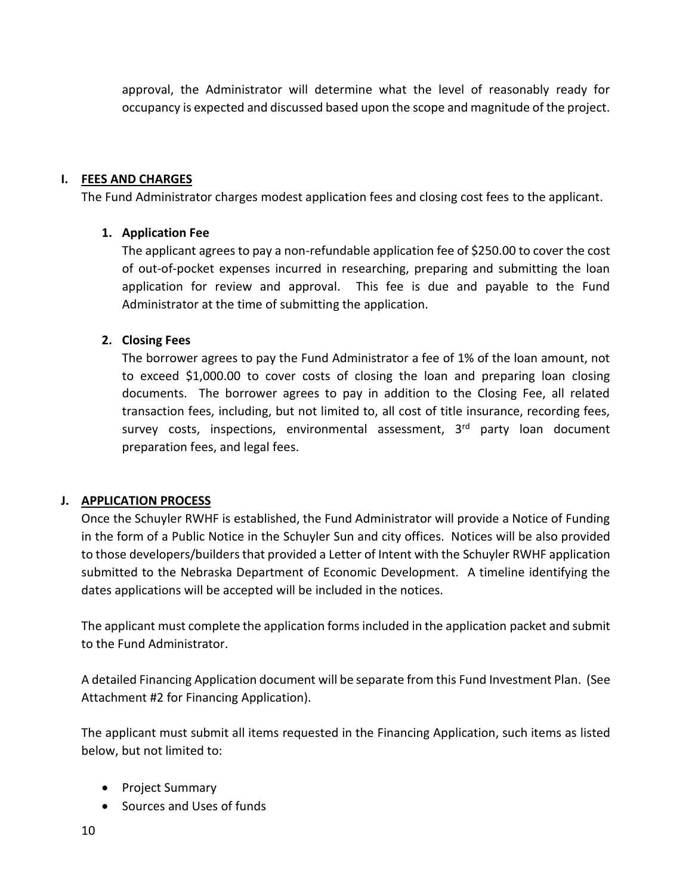approval, the Administrator will determine what the level of reasonably ready for occupancy is expected and discussed based upon the scope and magnitude of the project.

## I. FEES AND CHARGES

The Fund Administrator charges modest application fees and closing cost fees to the applicant.

### 1. Application Fee

The applicant agrees to pay a non-refundable application fee of $250.00 to cover the cost of out-of-pocket expenses incurred in researching, preparing and submitting the loan application for review and approval. This fee is due and payable to the Fund Administrator at the time of submitting the application.

### 2. Closing Fees

The borrower agrees to pay the Fund Administrator a fee of 1% of the loan amount, not to exceed $1,000.00 to cover costs of closing the loan and preparing loan closing documents. The borrower agrees to pay in addition to the Closing Fee, all related transaction fees, including, but not limited to, all cost of title insurance, recording fees, survey costs, inspections, environmental assessment, 3rd party loan document preparation fees, and legal fees.

## J. APPLICATION PROCESS

Once the Schuyler RWHF is established, the Fund Administrator will provide a Notice of Funding in the form of a Public Notice in the Schuyler Sun and city offices. Notices will be also provided to those developers/builders that provided a Letter of Intent with the Schuyler RWHF application submitted to the Nebraska Department of Economic Development. A timeline identifying the dates applications will be accepted will be included in the notices.

The applicant must complete the application forms included in the application packet and submit to the Fund Administrator.

A detailed Financing Application document will be separate from this Fund Investment Plan. (See Attachment #2 for Financing Application).

The applicant must submit all items requested in the Financing Application, such items as listed below, but not limited to:

- Project Summary
- Sources and Uses of funds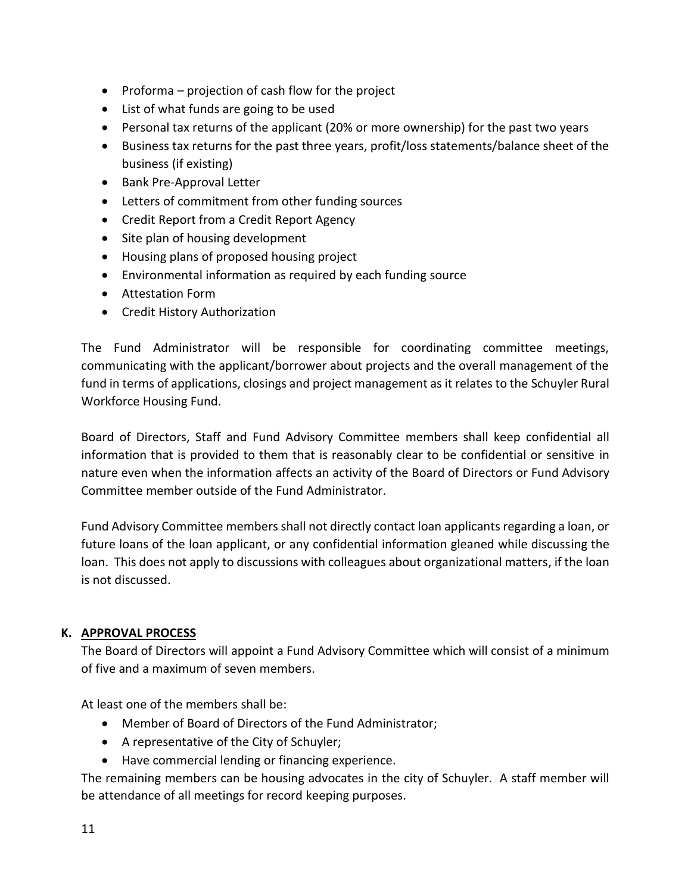- Proforma – projection of cash flow for the project
- List of what funds are going to be used
- Personal tax returns of the applicant (20% or more ownership) for the past two years
- Business tax returns for the past three years, profit/loss statements/balance sheet of the business (if existing)
- Bank Pre-Approval Letter
- Letters of commitment from other funding sources
- Credit Report from a Credit Report Agency
- Site plan of housing development
- Housing plans of proposed housing project
- Environmental information as required by each funding source
- Attestation Form
- Credit History Authorization

The Fund Administrator will be responsible for coordinating committee meetings, communicating with the applicant/borrower about projects and the overall management of the fund in terms of applications, closings and project management as it relates to the Schuyler Rural Workforce Housing Fund.

Board of Directors, Staff and Fund Advisory Committee members shall keep confidential all information that is provided to them that is reasonably clear to be confidential or sensitive in nature even when the information affects an activity of the Board of Directors or Fund Advisory Committee member outside of the Fund Administrator.

Fund Advisory Committee members shall not directly contact loan applicants regarding a loan, or future loans of the loan applicant, or any confidential information gleaned while discussing the loan. This does not apply to discussions with colleagues about organizational matters, if the loan is not discussed.

## K. APPROVAL PROCESS

The Board of Directors will appoint a Fund Advisory Committee which will consist of a minimum of five and a maximum of seven members.

At least one of the members shall be:

- Member of Board of Directors of the Fund Administrator;
- A representative of the City of Schuyler;
- Have commercial lending or financing experience.

The remaining members can be housing advocates in the city of Schuyler. A staff member will be attendance of all meetings for record keeping purposes.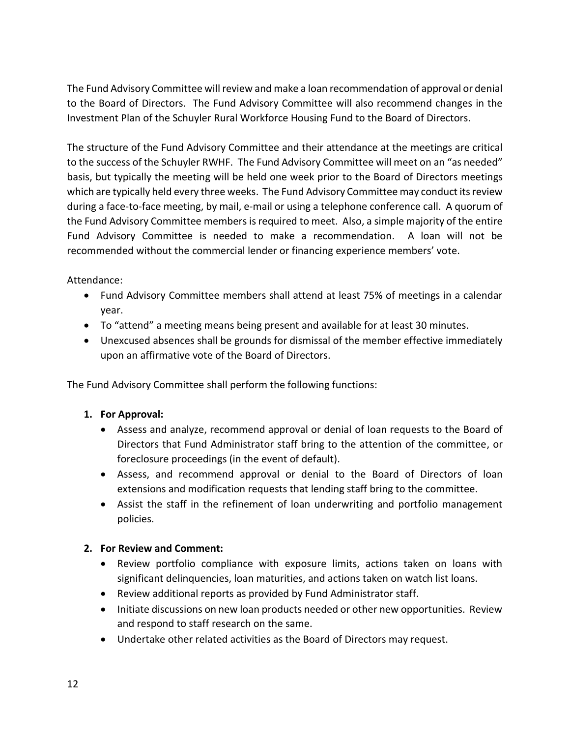The Fund Advisory Committee will review and make a loan recommendation of approval or denial to the Board of Directors. The Fund Advisory Committee will also recommend changes in the Investment Plan of the Schuyler Rural Workforce Housing Fund to the Board of Directors.

The structure of the Fund Advisory Committee and their attendance at the meetings are critical to the success of the Schuyler RWHF. The Fund Advisory Committee will meet on an "as needed" basis, but typically the meeting will be held one week prior to the Board of Directors meetings which are typically held every three weeks. The Fund Advisory Committee may conduct its review during a face-to-face meeting, by mail, e-mail or using a telephone conference call. A quorum of the Fund Advisory Committee members is required to meet. Also, a simple majority of the entire Fund Advisory Committee is needed to make a recommendation. A loan will not be recommended without the commercial lender or financing experience members' vote.

Attendance:

- Fund Advisory Committee members shall attend at least 75% of meetings in a calendar year.
- To "attend" a meeting means being present and available for at least 30 minutes.
- Unexcused absences shall be grounds for dismissal of the member effective immediately upon an affirmative vote of the Board of Directors.

The Fund Advisory Committee shall perform the following functions:

1. **For Approval:**
   - Assess and analyze, recommend approval or denial of loan requests to the Board of Directors that Fund Administrator staff bring to the attention of the committee, or foreclosure proceedings (in the event of default).
   - Assess, and recommend approval or denial to the Board of Directors of loan extensions and modification requests that lending staff bring to the committee.
   - Assist the staff in the refinement of loan underwriting and portfolio management policies.

2. **For Review and Comment:**
   - Review portfolio compliance with exposure limits, actions taken on loans with significant delinquencies, loan maturities, and actions taken on watch list loans.
   - Review additional reports as provided by Fund Administrator staff.
   - Initiate discussions on new loan products needed or other new opportunities. Review and respond to staff research on the same.
   - Undertake other related activities as the Board of Directors may request.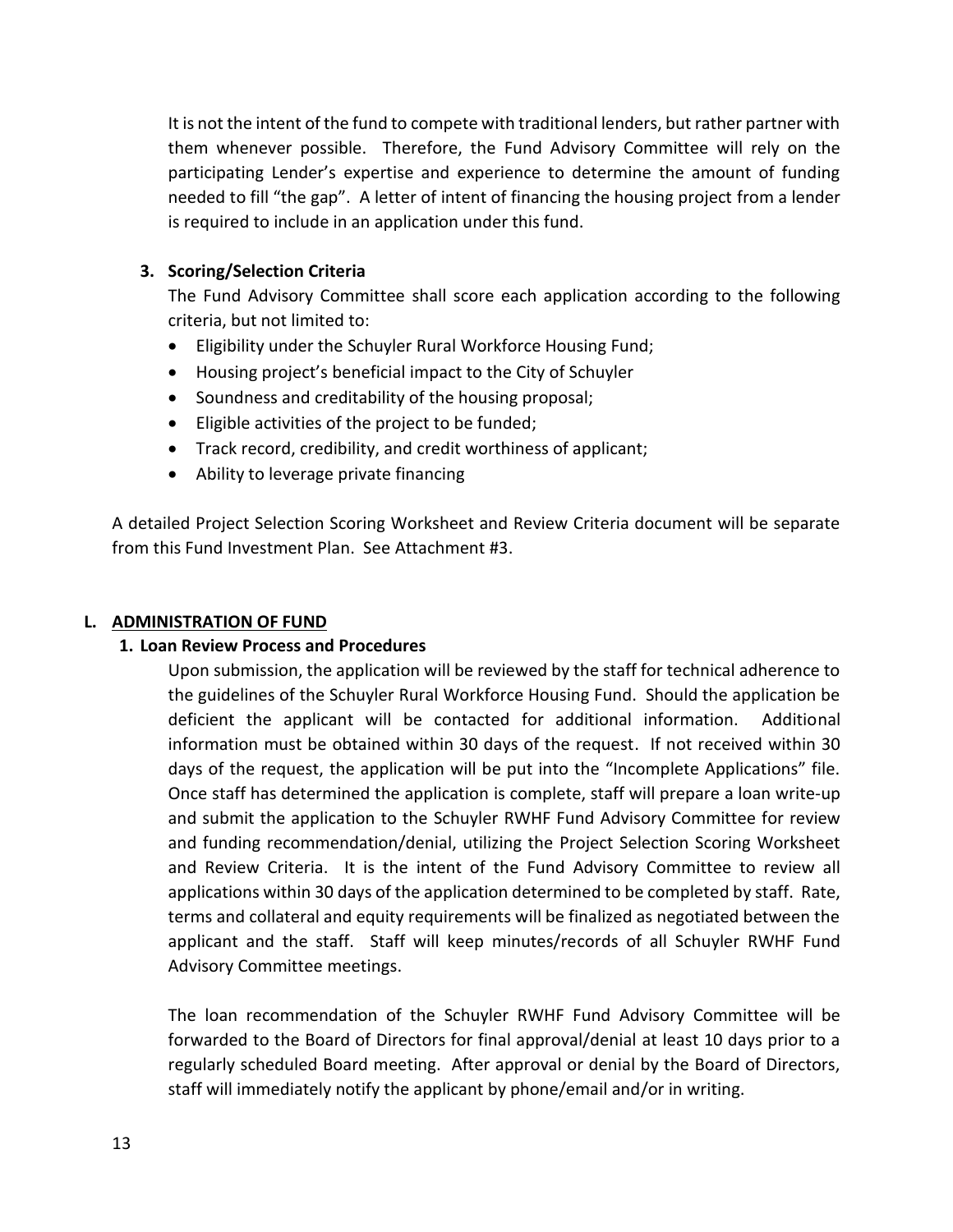It is not the intent of the fund to compete with traditional lenders, but rather partner with them whenever possible. Therefore, the Fund Advisory Committee will rely on the participating Lender's expertise and experience to determine the amount of funding needed to fill "the gap". A letter of intent of financing the housing project from a lender is required to include in an application under this fund.

**3. Scoring/Selection Criteria**

The Fund Advisory Committee shall score each application according to the following criteria, but not limited to:

- Eligibility under the Schuyler Rural Workforce Housing Fund;
- Housing project's beneficial impact to the City of Schuyler
- Soundness and creditability of the housing proposal;
- Eligible activities of the project to be funded;
- Track record, credibility, and credit worthiness of applicant;
- Ability to leverage private financing

A detailed Project Selection Scoring Worksheet and Review Criteria document will be separate from this Fund Investment Plan. See Attachment #3.

## L. ADMINISTRATION OF FUND

**1. Loan Review Process and Procedures**

Upon submission, the application will be reviewed by the staff for technical adherence to the guidelines of the Schuyler Rural Workforce Housing Fund. Should the application be deficient the applicant will be contacted for additional information. Additional information must be obtained within 30 days of the request. If not received within 30 days of the request, the application will be put into the "Incomplete Applications" file. Once staff has determined the application is complete, staff will prepare a loan write-up and submit the application to the Schuyler RWHF Fund Advisory Committee for review and funding recommendation/denial, utilizing the Project Selection Scoring Worksheet and Review Criteria. It is the intent of the Fund Advisory Committee to review all applications within 30 days of the application determined to be completed by staff. Rate, terms and collateral and equity requirements will be finalized as negotiated between the applicant and the staff. Staff will keep minutes/records of all Schuyler RWHF Fund Advisory Committee meetings.

The loan recommendation of the Schuyler RWHF Fund Advisory Committee will be forwarded to the Board of Directors for final approval/denial at least 10 days prior to a regularly scheduled Board meeting. After approval or denial by the Board of Directors, staff will immediately notify the applicant by phone/email and/or in writing.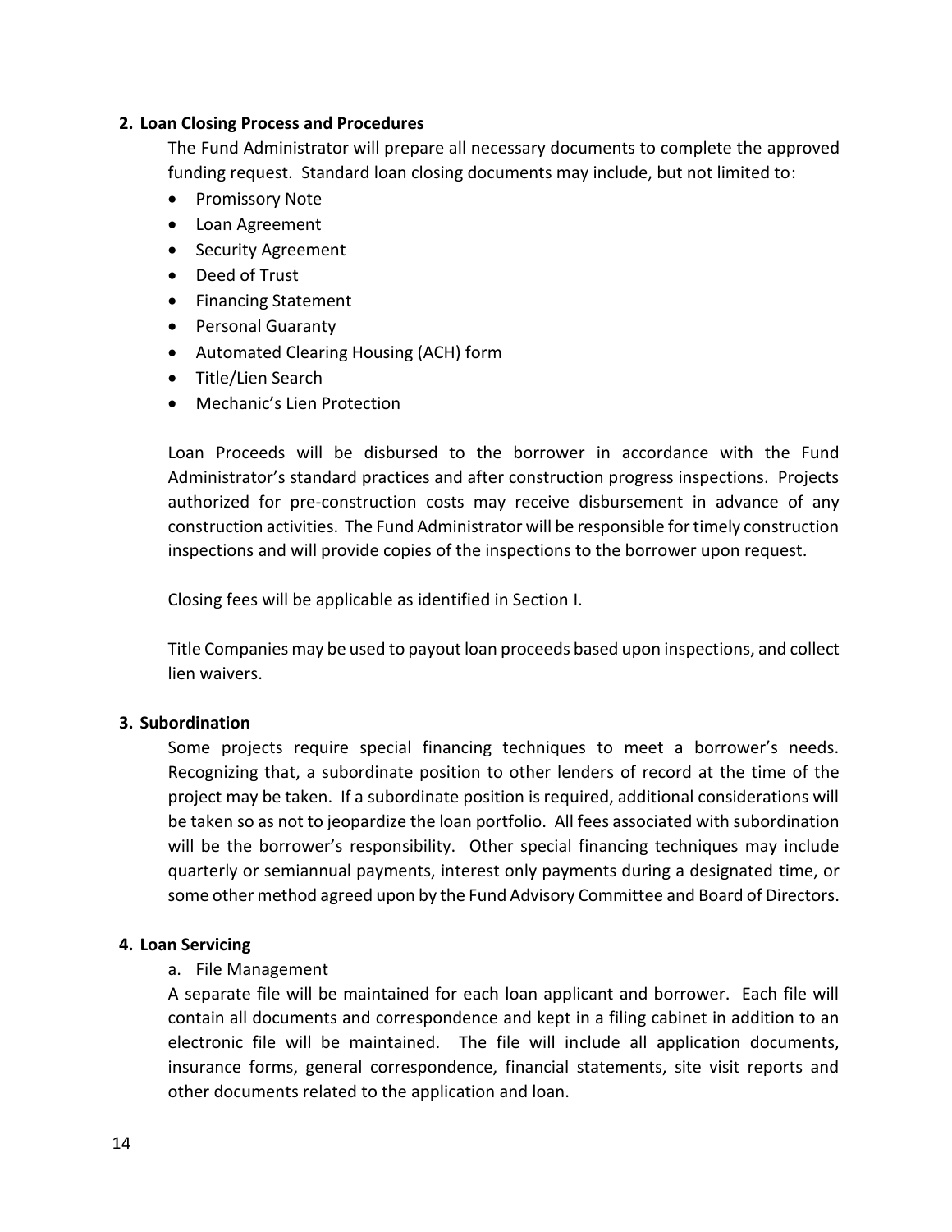**2. Loan Closing Process and Procedures**

The Fund Administrator will prepare all necessary documents to complete the approved funding request. Standard loan closing documents may include, but not limited to:

- Promissory Note
- Loan Agreement
- Security Agreement
- Deed of Trust
- Financing Statement
- Personal Guaranty
- Automated Clearing Housing (ACH) form
- Title/Lien Search
- Mechanic's Lien Protection

Loan Proceeds will be disbursed to the borrower in accordance with the Fund Administrator's standard practices and after construction progress inspections. Projects authorized for pre-construction costs may receive disbursement in advance of any construction activities. The Fund Administrator will be responsible for timely construction inspections and will provide copies of the inspections to the borrower upon request.

Closing fees will be applicable as identified in Section I.

Title Companies may be used to payout loan proceeds based upon inspections, and collect lien waivers.

**3. Subordination**

Some projects require special financing techniques to meet a borrower's needs. Recognizing that, a subordinate position to other lenders of record at the time of the project may be taken. If a subordinate position is required, additional considerations will be taken so as not to jeopardize the loan portfolio. All fees associated with subordination will be the borrower's responsibility. Other special financing techniques may include quarterly or semiannual payments, interest only payments during a designated time, or some other method agreed upon by the Fund Advisory Committee and Board of Directors.

**4. Loan Servicing**

a. File Management

A separate file will be maintained for each loan applicant and borrower. Each file will contain all documents and correspondence and kept in a filing cabinet in addition to an electronic file will be maintained. The file will include all application documents, insurance forms, general correspondence, financial statements, site visit reports and other documents related to the application and loan.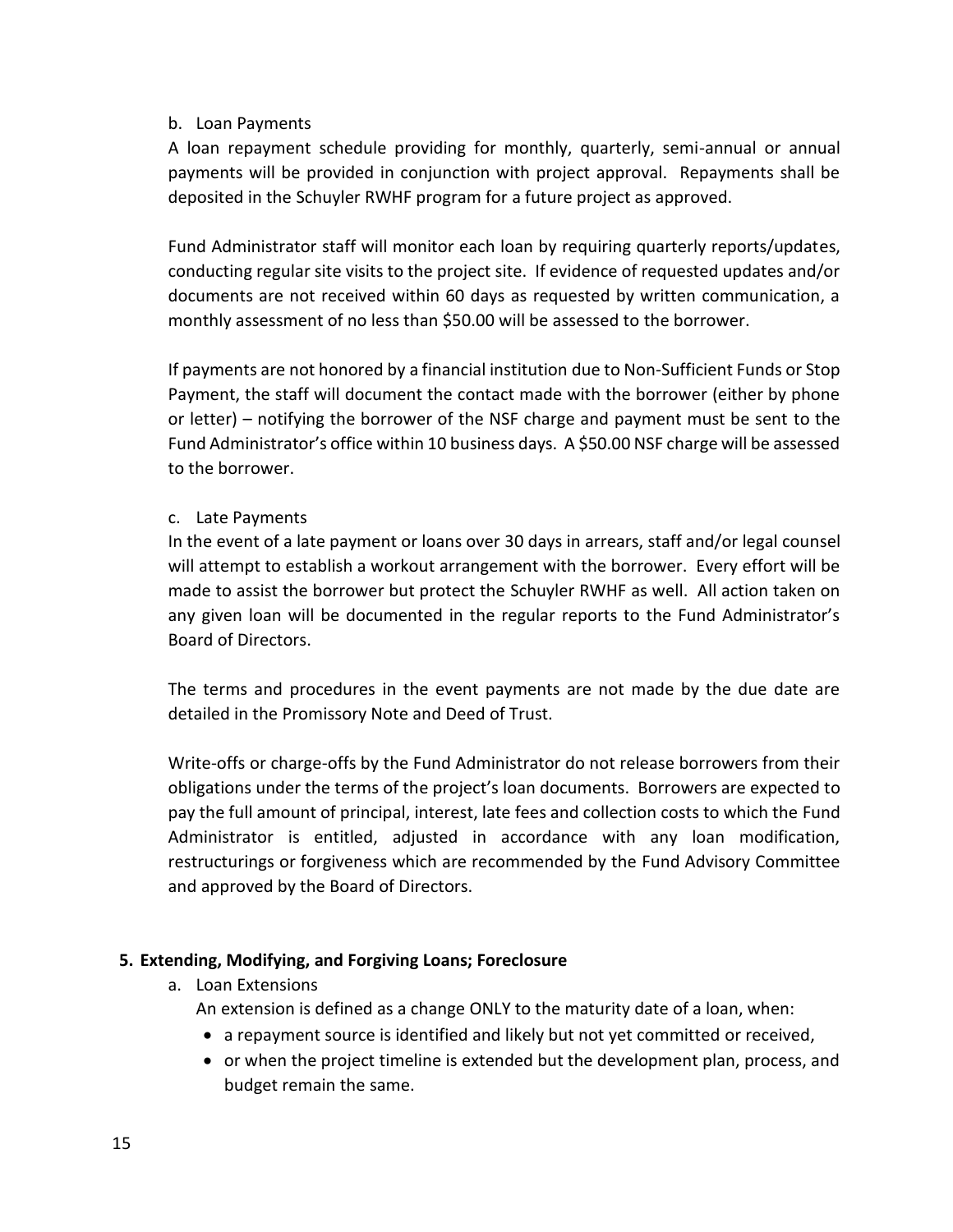b. Loan Payments

A loan repayment schedule providing for monthly, quarterly, semi-annual or annual payments will be provided in conjunction with project approval. Repayments shall be deposited in the Schuyler RWHF program for a future project as approved.

Fund Administrator staff will monitor each loan by requiring quarterly reports/updates, conducting regular site visits to the project site. If evidence of requested updates and/or documents are not received within 60 days as requested by written communication, a monthly assessment of no less than $50.00 will be assessed to the borrower.

If payments are not honored by a financial institution due to Non-Sufficient Funds or Stop Payment, the staff will document the contact made with the borrower (either by phone or letter) – notifying the borrower of the NSF charge and payment must be sent to the Fund Administrator's office within 10 business days. A $50.00 NSF charge will be assessed to the borrower.

c. Late Payments

In the event of a late payment or loans over 30 days in arrears, staff and/or legal counsel will attempt to establish a workout arrangement with the borrower. Every effort will be made to assist the borrower but protect the Schuyler RWHF as well. All action taken on any given loan will be documented in the regular reports to the Fund Administrator's Board of Directors.

The terms and procedures in the event payments are not made by the due date are detailed in the Promissory Note and Deed of Trust.

Write-offs or charge-offs by the Fund Administrator do not release borrowers from their obligations under the terms of the project's loan documents. Borrowers are expected to pay the full amount of principal, interest, late fees and collection costs to which the Fund Administrator is entitled, adjusted in accordance with any loan modification, restructurings or forgiveness which are recommended by the Fund Advisory Committee and approved by the Board of Directors.

**5. Extending, Modifying, and Forgiving Loans; Foreclosure**

a. Loan Extensions

An extension is defined as a change ONLY to the maturity date of a loan, when:

- a repayment source is identified and likely but not yet committed or received,
- or when the project timeline is extended but the development plan, process, and budget remain the same.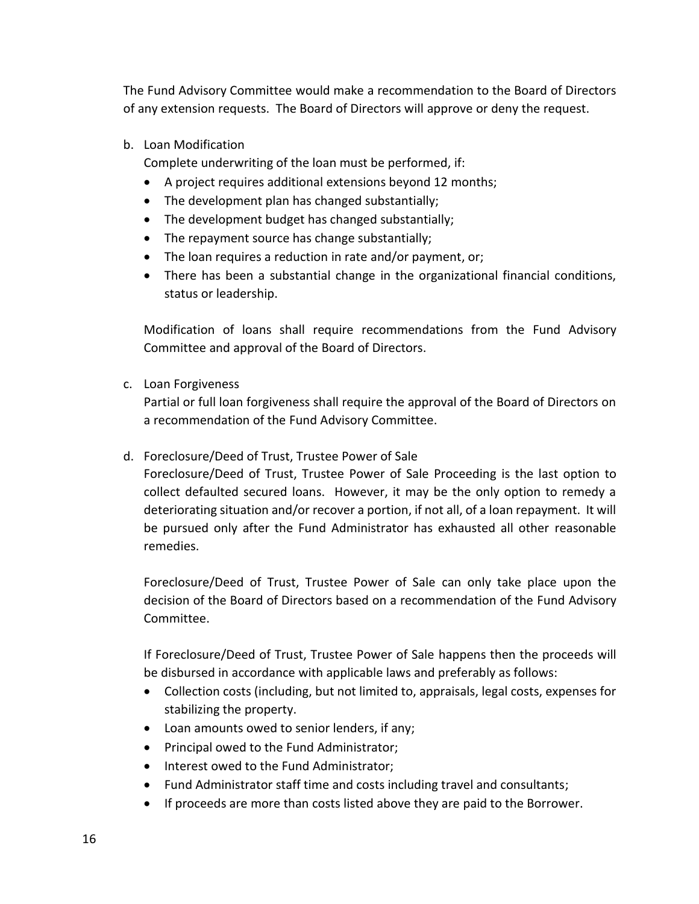The Fund Advisory Committee would make a recommendation to the Board of Directors of any extension requests. The Board of Directors will approve or deny the request.

b. Loan Modification

   Complete underwriting of the loan must be performed, if:

   - A project requires additional extensions beyond 12 months;
   - The development plan has changed substantially;
   - The development budget has changed substantially;
   - The repayment source has change substantially;
   - The loan requires a reduction in rate and/or payment, or;
   - There has been a substantial change in the organizational financial conditions, status or leadership.

   Modification of loans shall require recommendations from the Fund Advisory Committee and approval of the Board of Directors.

c. Loan Forgiveness

   Partial or full loan forgiveness shall require the approval of the Board of Directors on a recommendation of the Fund Advisory Committee.

d. Foreclosure/Deed of Trust, Trustee Power of Sale

   Foreclosure/Deed of Trust, Trustee Power of Sale Proceeding is the last option to collect defaulted secured loans. However, it may be the only option to remedy a deteriorating situation and/or recover a portion, if not all, of a loan repayment. It will be pursued only after the Fund Administrator has exhausted all other reasonable remedies.

   Foreclosure/Deed of Trust, Trustee Power of Sale can only take place upon the decision of the Board of Directors based on a recommendation of the Fund Advisory Committee.

   If Foreclosure/Deed of Trust, Trustee Power of Sale happens then the proceeds will be disbursed in accordance with applicable laws and preferably as follows:

   - Collection costs (including, but not limited to, appraisals, legal costs, expenses for stabilizing the property.
   - Loan amounts owed to senior lenders, if any;
   - Principal owed to the Fund Administrator;
   - Interest owed to the Fund Administrator;
   - Fund Administrator staff time and costs including travel and consultants;
   - If proceeds are more than costs listed above they are paid to the Borrower.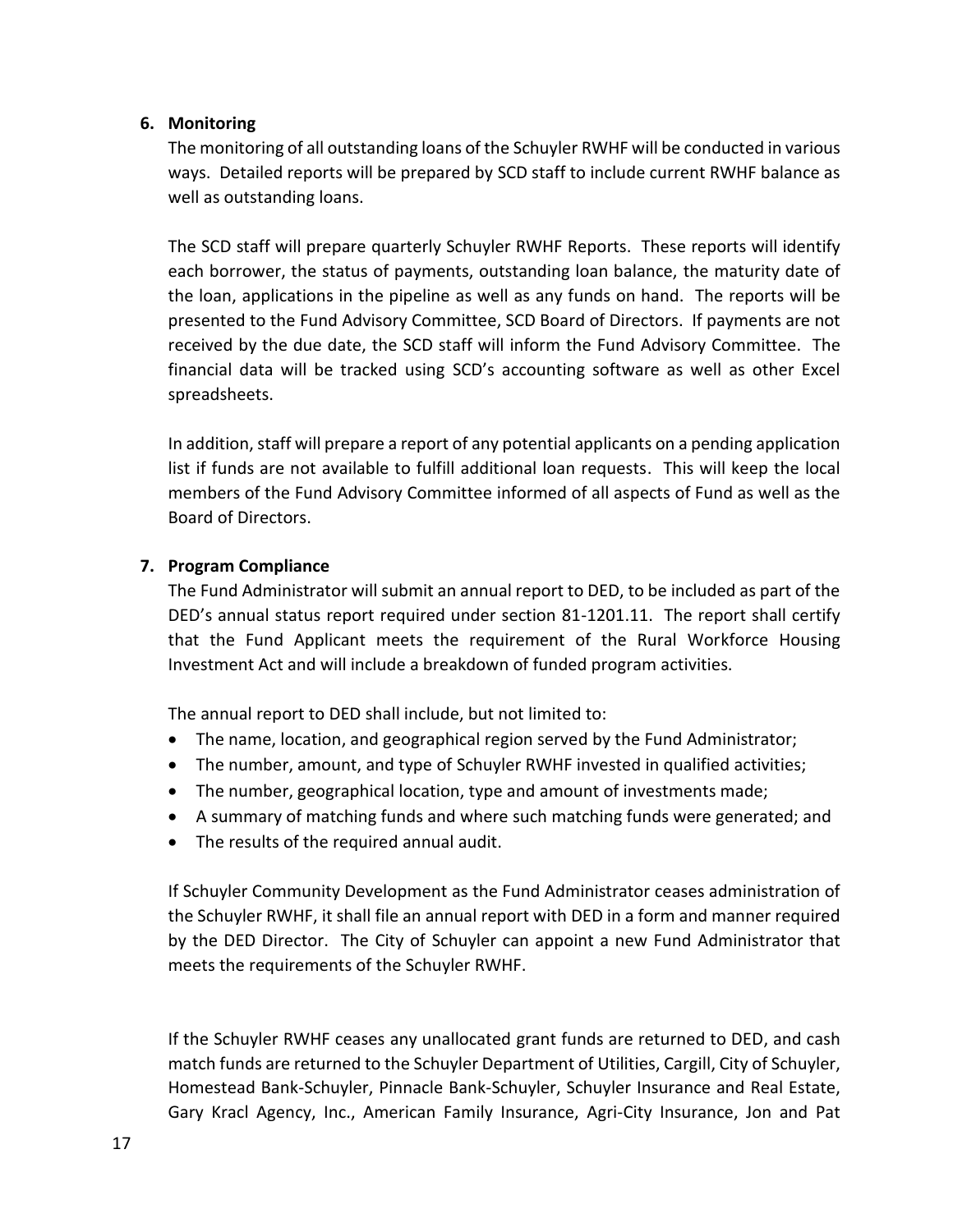6. **Monitoring**

The monitoring of all outstanding loans of the Schuyler RWHF will be conducted in various ways. Detailed reports will be prepared by SCD staff to include current RWHF balance as well as outstanding loans.

The SCD staff will prepare quarterly Schuyler RWHF Reports. These reports will identify each borrower, the status of payments, outstanding loan balance, the maturity date of the loan, applications in the pipeline as well as any funds on hand. The reports will be presented to the Fund Advisory Committee, SCD Board of Directors. If payments are not received by the due date, the SCD staff will inform the Fund Advisory Committee. The financial data will be tracked using SCD's accounting software as well as other Excel spreadsheets.

In addition, staff will prepare a report of any potential applicants on a pending application list if funds are not available to fulfill additional loan requests. This will keep the local members of the Fund Advisory Committee informed of all aspects of Fund as well as the Board of Directors.

7. **Program Compliance**

The Fund Administrator will submit an annual report to DED, to be included as part of the DED's annual status report required under section 81-1201.11. The report shall certify that the Fund Applicant meets the requirement of the Rural Workforce Housing Investment Act and will include a breakdown of funded program activities.

The annual report to DED shall include, but not limited to:

- The name, location, and geographical region served by the Fund Administrator;
- The number, amount, and type of Schuyler RWHF invested in qualified activities;
- The number, geographical location, type and amount of investments made;
- A summary of matching funds and where such matching funds were generated; and
- The results of the required annual audit.

If Schuyler Community Development as the Fund Administrator ceases administration of the Schuyler RWHF, it shall file an annual report with DED in a form and manner required by the DED Director. The City of Schuyler can appoint a new Fund Administrator that meets the requirements of the Schuyler RWHF.

If the Schuyler RWHF ceases any unallocated grant funds are returned to DED, and cash match funds are returned to the Schuyler Department of Utilities, Cargill, City of Schuyler, Homestead Bank-Schuyler, Pinnacle Bank-Schuyler, Schuyler Insurance and Real Estate, Gary Kracl Agency, Inc., American Family Insurance, Agri-City Insurance, Jon and Pat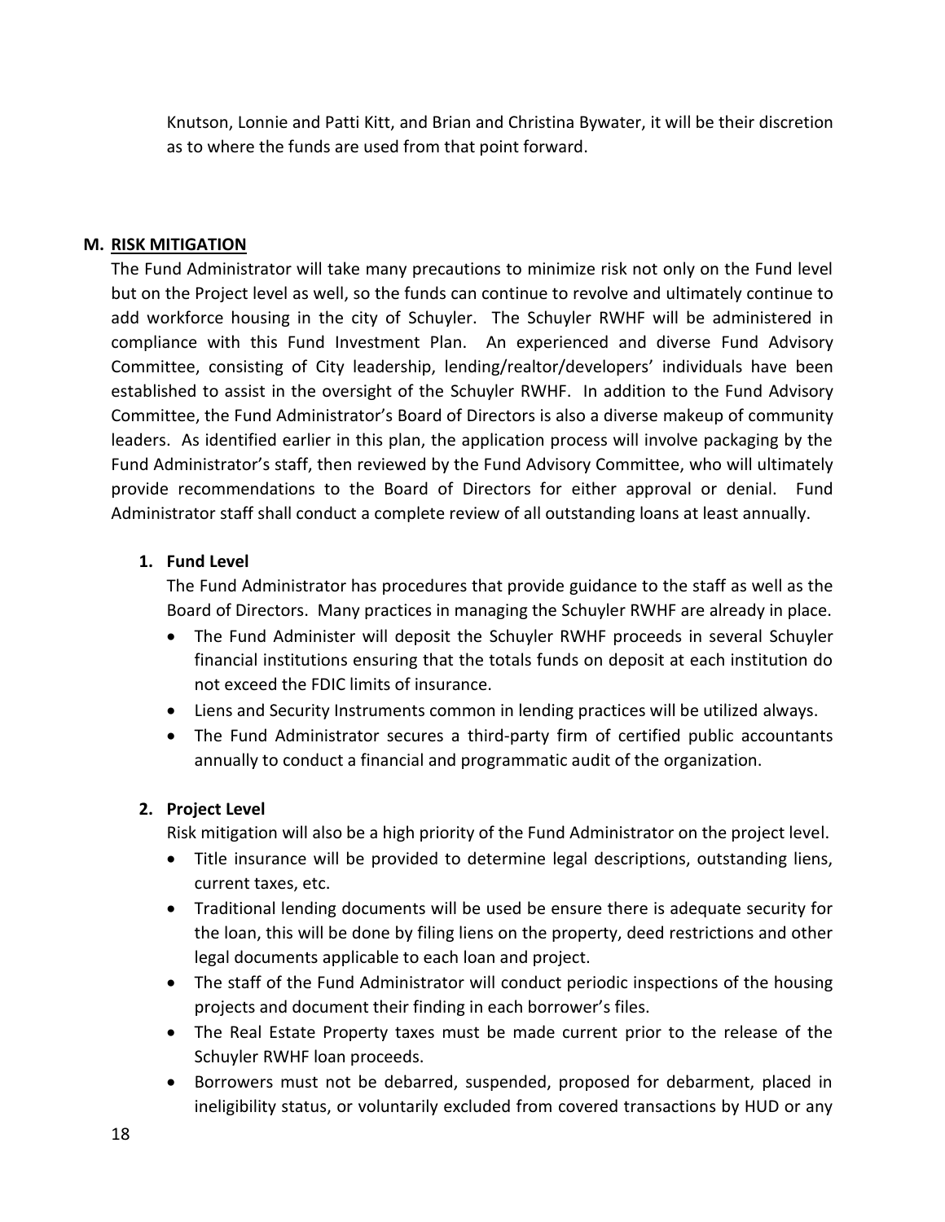Knutson, Lonnie and Patti Kitt, and Brian and Christina Bywater, it will be their discretion as to where the funds are used from that point forward.

## M. RISK MITIGATION

The Fund Administrator will take many precautions to minimize risk not only on the Fund level but on the Project level as well, so the funds can continue to revolve and ultimately continue to add workforce housing in the city of Schuyler. The Schuyler RWHF will be administered in compliance with this Fund Investment Plan. An experienced and diverse Fund Advisory Committee, consisting of City leadership, lending/realtor/developers' individuals have been established to assist in the oversight of the Schuyler RWHF. In addition to the Fund Advisory Committee, the Fund Administrator's Board of Directors is also a diverse makeup of community leaders. As identified earlier in this plan, the application process will involve packaging by the Fund Administrator's staff, then reviewed by the Fund Advisory Committee, who will ultimately provide recommendations to the Board of Directors for either approval or denial. Fund Administrator staff shall conduct a complete review of all outstanding loans at least annually.

### 1. Fund Level

The Fund Administrator has procedures that provide guidance to the staff as well as the Board of Directors. Many practices in managing the Schuyler RWHF are already in place.

- The Fund Administer will deposit the Schuyler RWHF proceeds in several Schuyler financial institutions ensuring that the totals funds on deposit at each institution do not exceed the FDIC limits of insurance.
- Liens and Security Instruments common in lending practices will be utilized always.
- The Fund Administrator secures a third-party firm of certified public accountants annually to conduct a financial and programmatic audit of the organization.

### 2. Project Level

Risk mitigation will also be a high priority of the Fund Administrator on the project level.

- Title insurance will be provided to determine legal descriptions, outstanding liens, current taxes, etc.
- Traditional lending documents will be used be ensure there is adequate security for the loan, this will be done by filing liens on the property, deed restrictions and other legal documents applicable to each loan and project.
- The staff of the Fund Administrator will conduct periodic inspections of the housing projects and document their finding in each borrower's files.
- The Real Estate Property taxes must be made current prior to the release of the Schuyler RWHF loan proceeds.
- Borrowers must not be debarred, suspended, proposed for debarment, placed in ineligibility status, or voluntarily excluded from covered transactions by HUD or any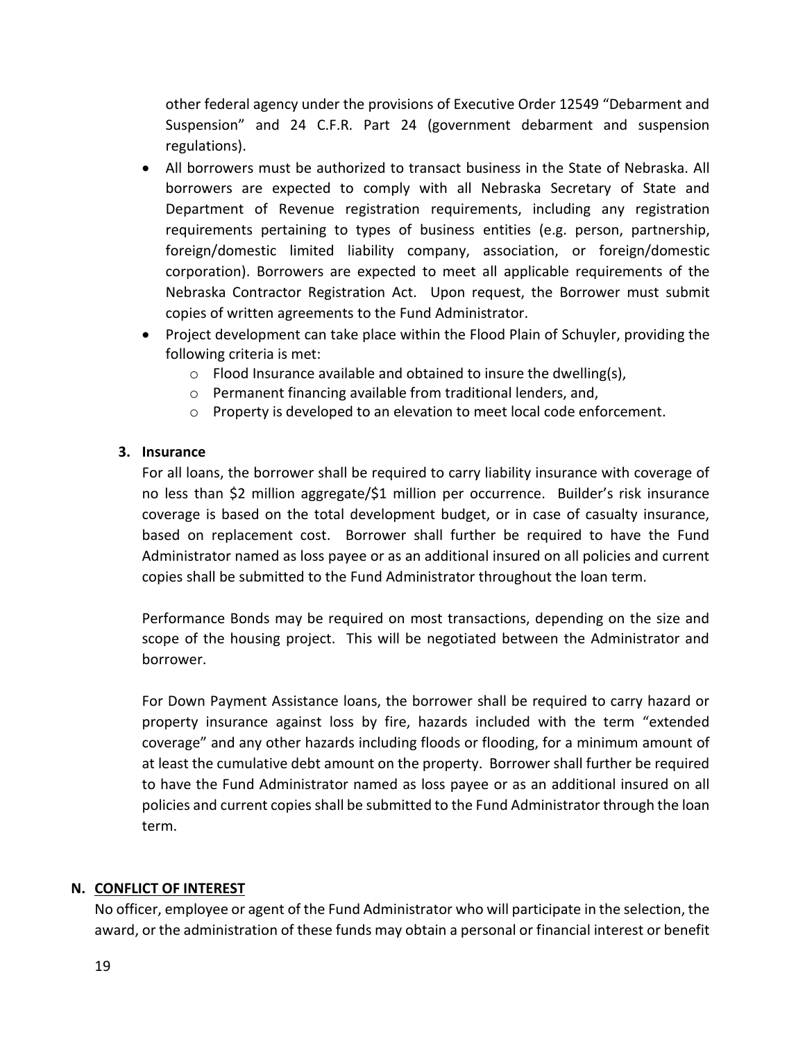other federal agency under the provisions of Executive Order 12549 "Debarment and Suspension" and 24 C.F.R. Part 24 (government debarment and suspension regulations).

- All borrowers must be authorized to transact business in the State of Nebraska. All borrowers are expected to comply with all Nebraska Secretary of State and Department of Revenue registration requirements, including any registration requirements pertaining to types of business entities (e.g. person, partnership, foreign/domestic limited liability company, association, or foreign/domestic corporation). Borrowers are expected to meet all applicable requirements of the Nebraska Contractor Registration Act. Upon request, the Borrower must submit copies of written agreements to the Fund Administrator.
- Project development can take place within the Flood Plain of Schuyler, providing the following criteria is met:
  - Flood Insurance available and obtained to insure the dwelling(s),
  - Permanent financing available from traditional lenders, and,
  - Property is developed to an elevation to meet local code enforcement.

**3. Insurance**

For all loans, the borrower shall be required to carry liability insurance with coverage of no less than $2 million aggregate/$1 million per occurrence. Builder's risk insurance coverage is based on the total development budget, or in case of casualty insurance, based on replacement cost. Borrower shall further be required to have the Fund Administrator named as loss payee or as an additional insured on all policies and current copies shall be submitted to the Fund Administrator throughout the loan term.

Performance Bonds may be required on most transactions, depending on the size and scope of the housing project. This will be negotiated between the Administrator and borrower.

For Down Payment Assistance loans, the borrower shall be required to carry hazard or property insurance against loss by fire, hazards included with the term "extended coverage" and any other hazards including floods or flooding, for a minimum amount of at least the cumulative debt amount on the property. Borrower shall further be required to have the Fund Administrator named as loss payee or as an additional insured on all policies and current copies shall be submitted to the Fund Administrator through the loan term.

## N. CONFLICT OF INTEREST

No officer, employee or agent of the Fund Administrator who will participate in the selection, the award, or the administration of these funds may obtain a personal or financial interest or benefit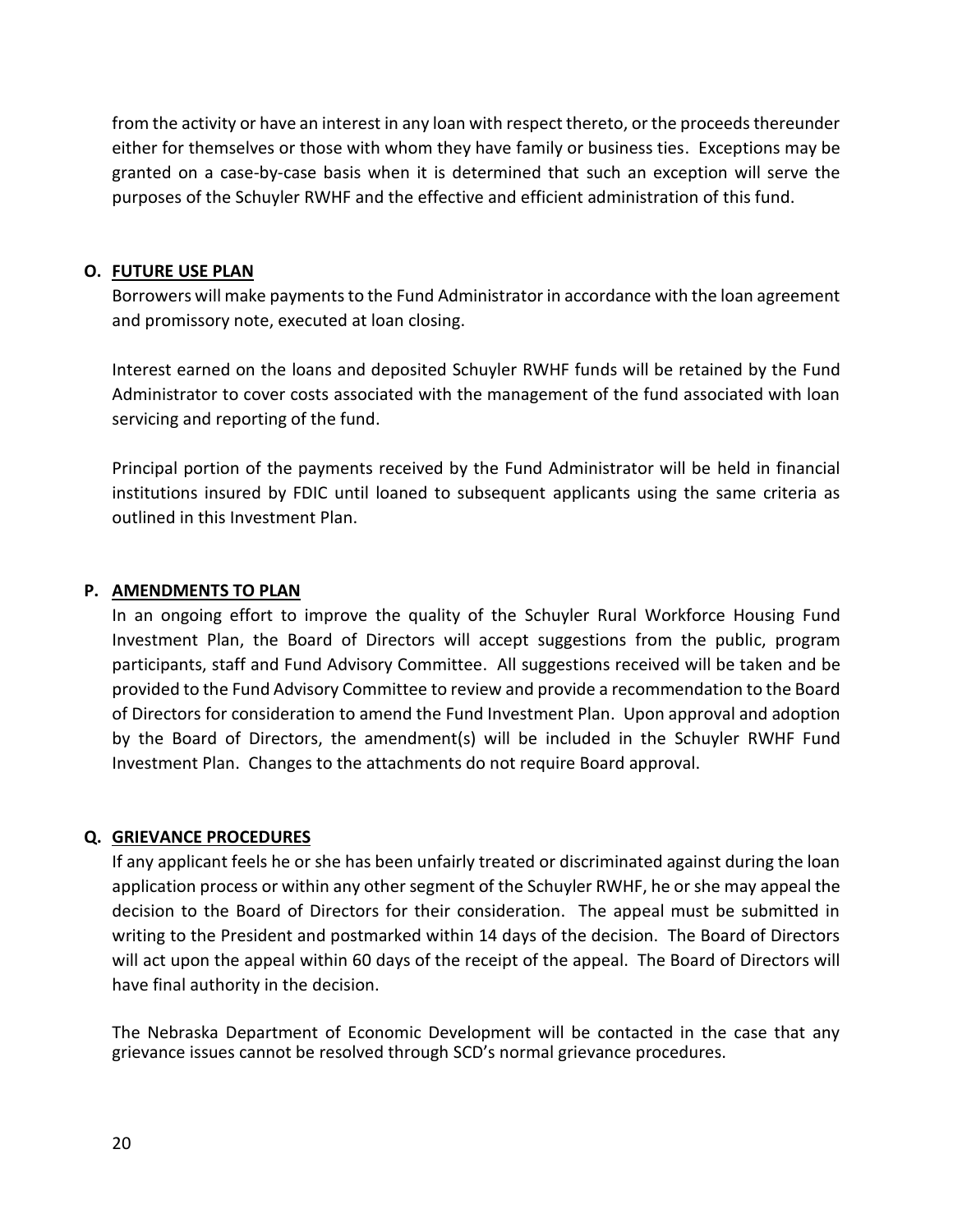from the activity or have an interest in any loan with respect thereto, or the proceeds thereunder either for themselves or those with whom they have family or business ties. Exceptions may be granted on a case-by-case basis when it is determined that such an exception will serve the purposes of the Schuyler RWHF and the effective and efficient administration of this fund.

## O. FUTURE USE PLAN

Borrowers will make payments to the Fund Administrator in accordance with the loan agreement and promissory note, executed at loan closing.

Interest earned on the loans and deposited Schuyler RWHF funds will be retained by the Fund Administrator to cover costs associated with the management of the fund associated with loan servicing and reporting of the fund.

Principal portion of the payments received by the Fund Administrator will be held in financial institutions insured by FDIC until loaned to subsequent applicants using the same criteria as outlined in this Investment Plan.

## P. AMENDMENTS TO PLAN

In an ongoing effort to improve the quality of the Schuyler Rural Workforce Housing Fund Investment Plan, the Board of Directors will accept suggestions from the public, program participants, staff and Fund Advisory Committee. All suggestions received will be taken and be provided to the Fund Advisory Committee to review and provide a recommendation to the Board of Directors for consideration to amend the Fund Investment Plan. Upon approval and adoption by the Board of Directors, the amendment(s) will be included in the Schuyler RWHF Fund Investment Plan. Changes to the attachments do not require Board approval.

## Q. GRIEVANCE PROCEDURES

If any applicant feels he or she has been unfairly treated or discriminated against during the loan application process or within any other segment of the Schuyler RWHF, he or she may appeal the decision to the Board of Directors for their consideration. The appeal must be submitted in writing to the President and postmarked within 14 days of the decision. The Board of Directors will act upon the appeal within 60 days of the receipt of the appeal. The Board of Directors will have final authority in the decision.

The Nebraska Department of Economic Development will be contacted in the case that any grievance issues cannot be resolved through SCD's normal grievance procedures.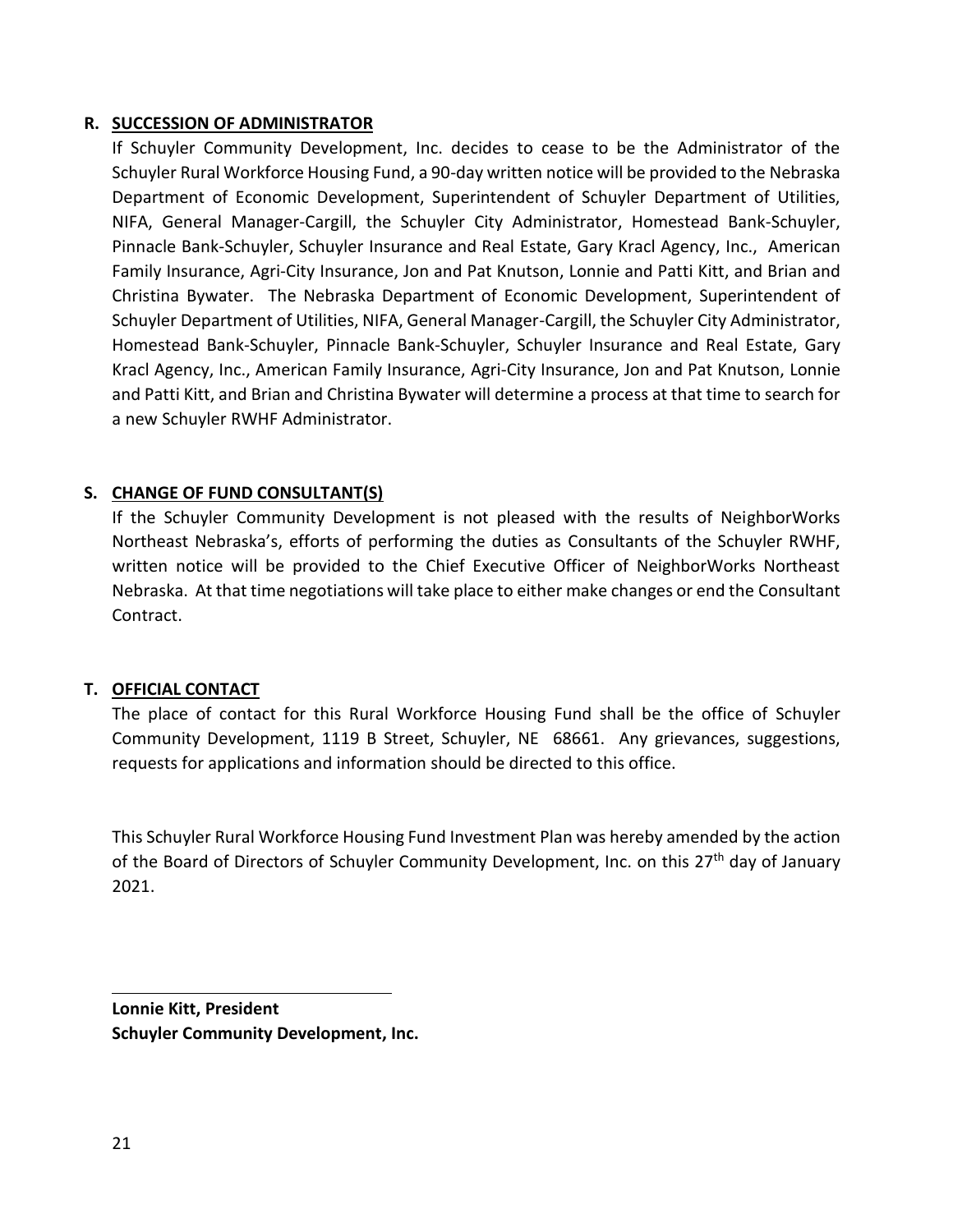**R. SUCCESSION OF ADMINISTRATOR**

If Schuyler Community Development, Inc. decides to cease to be the Administrator of the Schuyler Rural Workforce Housing Fund, a 90-day written notice will be provided to the Nebraska Department of Economic Development, Superintendent of Schuyler Department of Utilities, NIFA, General Manager-Cargill, the Schuyler City Administrator, Homestead Bank-Schuyler, Pinnacle Bank-Schuyler, Schuyler Insurance and Real Estate, Gary Kracl Agency, Inc., American Family Insurance, Agri-City Insurance, Jon and Pat Knutson, Lonnie and Patti Kitt, and Brian and Christina Bywater. The Nebraska Department of Economic Development, Superintendent of Schuyler Department of Utilities, NIFA, General Manager-Cargill, the Schuyler City Administrator, Homestead Bank-Schuyler, Pinnacle Bank-Schuyler, Schuyler Insurance and Real Estate, Gary Kracl Agency, Inc., American Family Insurance, Agri-City Insurance, Jon and Pat Knutson, Lonnie and Patti Kitt, and Brian and Christina Bywater will determine a process at that time to search for a new Schuyler RWHF Administrator.

**S. CHANGE OF FUND CONSULTANT(S)**

If the Schuyler Community Development is not pleased with the results of NeighborWorks Northeast Nebraska's, efforts of performing the duties as Consultants of the Schuyler RWHF, written notice will be provided to the Chief Executive Officer of NeighborWorks Northeast Nebraska. At that time negotiations will take place to either make changes or end the Consultant Contract.

**T. OFFICIAL CONTACT**

The place of contact for this Rural Workforce Housing Fund shall be the office of Schuyler Community Development, 1119 B Street, Schuyler, NE 68661. Any grievances, suggestions, requests for applications and information should be directed to this office.

This Schuyler Rural Workforce Housing Fund Investment Plan was hereby amended by the action of the Board of Directors of Schuyler Community Development, Inc. on this 27th day of January 2021.

\_\_\_\_\_\_\_\_\_\_\_\_\_\_\_\_\_\_\_\_\_\_\_\_\_\_\_\_\_\_\_\_

**Lonnie Kitt, President**
**Schuyler Community Development, Inc.**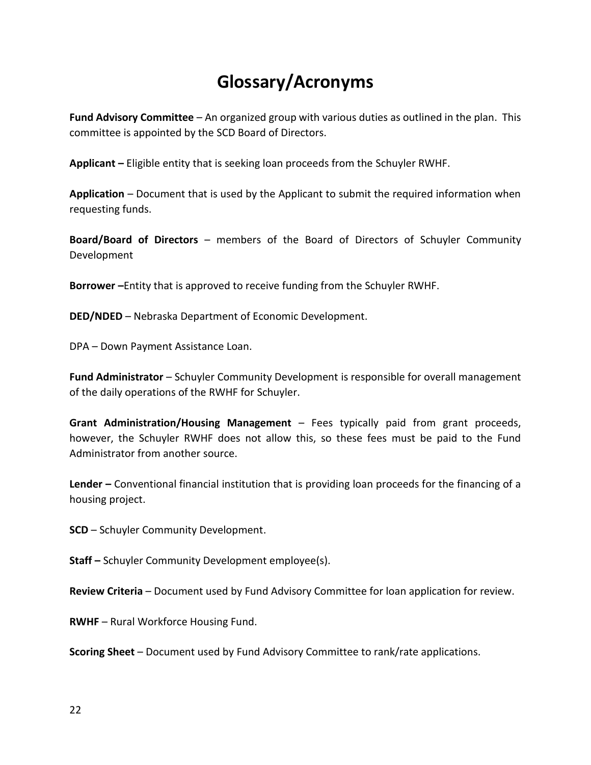# Glossary/Acronyms

**Fund Advisory Committee** – An organized group with various duties as outlined in the plan. This committee is appointed by the SCD Board of Directors.

**Applicant –** Eligible entity that is seeking loan proceeds from the Schuyler RWHF.

**Application** – Document that is used by the Applicant to submit the required information when requesting funds.

**Board/Board of Directors** – members of the Board of Directors of Schuyler Community Development

**Borrower –**Entity that is approved to receive funding from the Schuyler RWHF.

**DED/NDED** – Nebraska Department of Economic Development.

DPA – Down Payment Assistance Loan.

**Fund Administrator** – Schuyler Community Development is responsible for overall management of the daily operations of the RWHF for Schuyler.

**Grant Administration/Housing Management** – Fees typically paid from grant proceeds, however, the Schuyler RWHF does not allow this, so these fees must be paid to the Fund Administrator from another source.

**Lender –** Conventional financial institution that is providing loan proceeds for the financing of a housing project.

**SCD** – Schuyler Community Development.

**Staff –** Schuyler Community Development employee(s).

**Review Criteria** – Document used by Fund Advisory Committee for loan application for review.

**RWHF** – Rural Workforce Housing Fund.

**Scoring Sheet** – Document used by Fund Advisory Committee to rank/rate applications.